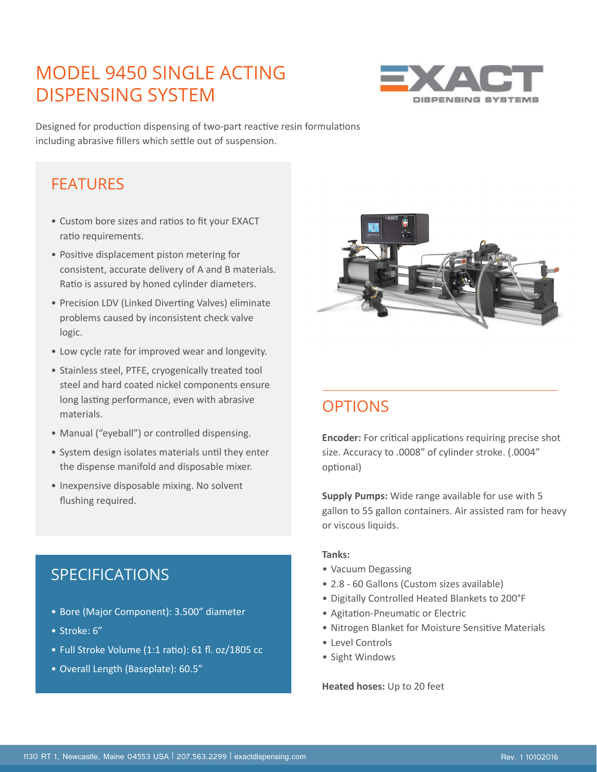# MODEL 9450 SINGLE ACTING DISPENSING SYSTEM

EXACT DISPENSING SYSTEMS

Designed for production dispensing of two-part reactive resin formulations including abrasive fillers which settle out of suspension.

## FEATURES

- Custom bore sizes and ratios to fit your EXACT ratio requirements.
- Positive displacement piston metering for consistent, accurate delivery of A and B materials. Ratio is assured by honed cylinder diameters.
- Precision LDV (Linked Diverting Valves) eliminate problems caused by inconsistent check valve logic.
- Low cycle rate for improved wear and longevity.
- Stainless steel, PTFE, cryogenically treated tool steel and hard coated nickel components ensure long lasting performance, even with abrasive materials.
- Manual (“eyeball”) or controlled dispensing.
- System design isolates materials until they enter the dispense manifold and disposable mixer.
- Inexpensive disposable mixing. No solvent flushing required.

## SPECIFICATIONS

- Bore (Major Component): 3.500” diameter
- Stroke: 6”
- Full Stroke Volume (1:1 ratio): 61 fl. oz/1805 cc
- Overall Length (Baseplate): 60.5”

## OPTIONS

**Encoder:** For critical applications requiring precise shot size. Accuracy to .0008” of cylinder stroke. (.0004” optional)

**Supply Pumps:** Wide range available for use with 5 gallon to 55 gallon containers. Air assisted ram for heavy or viscous liquids.

**Tanks:**

- Vacuum Degassing
- 2.8 - 60 Gallons (Custom sizes available)
- Digitally Controlled Heated Blankets to 200°F
- Agitation-Pneumatic or Electric
- Nitrogen Blanket for Moisture Sensitive Materials
- Level Controls
- Sight Windows

**Heated hoses:** Up to 20 feet

1130 RT 1, Newcastle, Maine 04553 USA | 207.563.2299 | exactdispensing.com

Rev. 1 10102016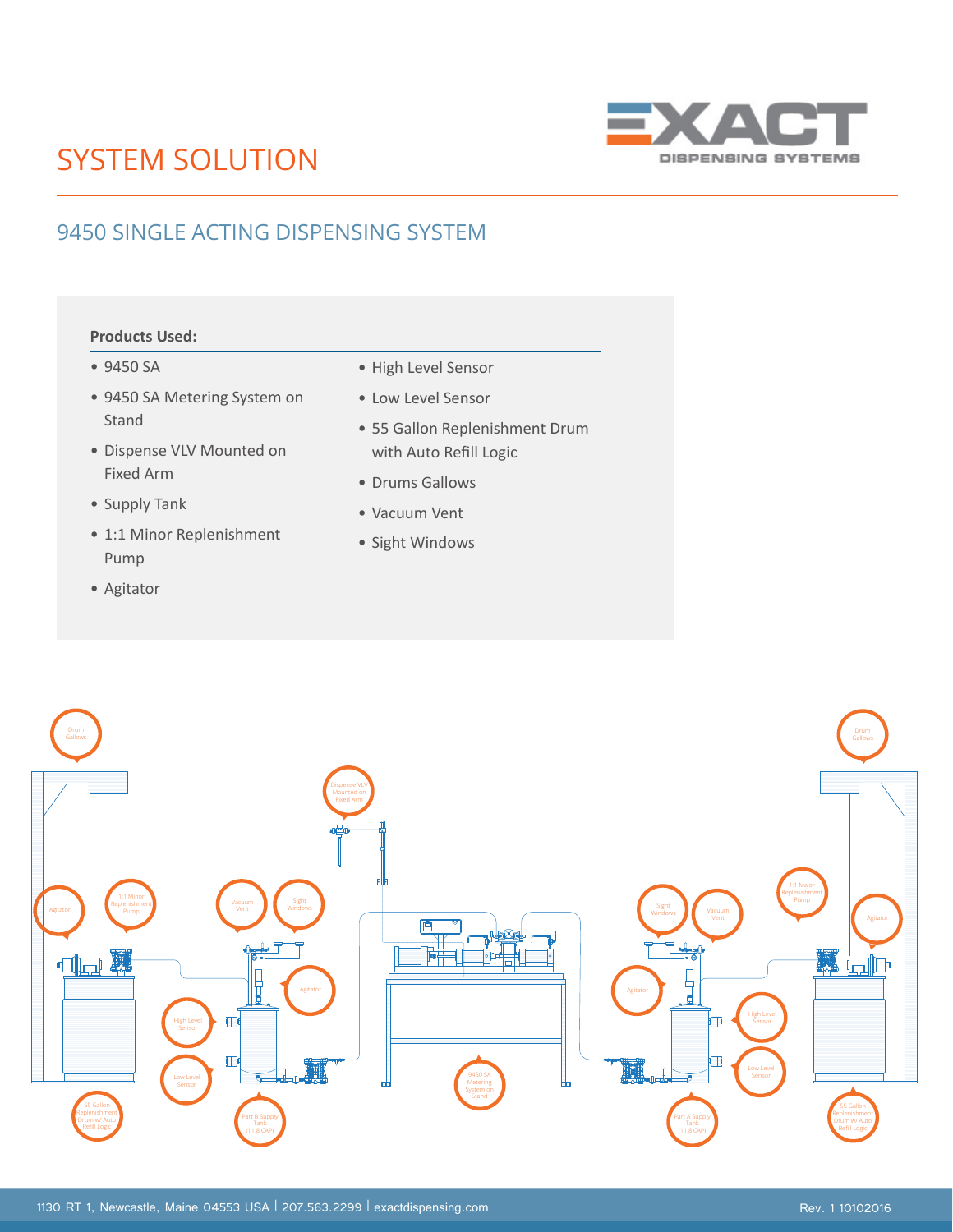# SYSTEM SOLUTION

EXACT DISPENSING SYSTEMS

## 9450 SINGLE ACTING DISPENSING SYSTEM

**Products Used:**

- 9450 SA
- 9450 SA Metering System on Stand
- Dispense VLV Mounted on Fixed Arm
- Supply Tank
- 1:1 Minor Replenishment Pump
- Agitator
- High Level Sensor
- Low Level Sensor
- 55 Gallon Replenishment Drum with Auto Refill Logic
- Drums Gallows
- Vacuum Vent
- Sight Windows

Drum Gallows

Dispense VLV Mounted on Fixed Arm

Drum Gallows

Agitator

1:1 Minor Replenishment Pump

Vacuum Vent

Sight Windows

Sight Windows

Vacuum Vent

1:1 Major Replenishment Pump

Agitator

Agitator

Agitator

High Level Sensor

High Level Sensor

Low Level Sensor

Low Level Sensor

9450 SA Metering System on Stand

55 Gallon Replenishment Drum w/ Auto Refill Logic

Part B Supply Tank (11:8 CAP)

Part A Supply Tank (11:8 CAP)

55 Gallon Replenishment Drum w/ Auto Refill Logic

1130 RT 1, Newcastle, Maine 04553 USA | 207.563.2299 | exactdispensing.com

Rev. 1 10102016